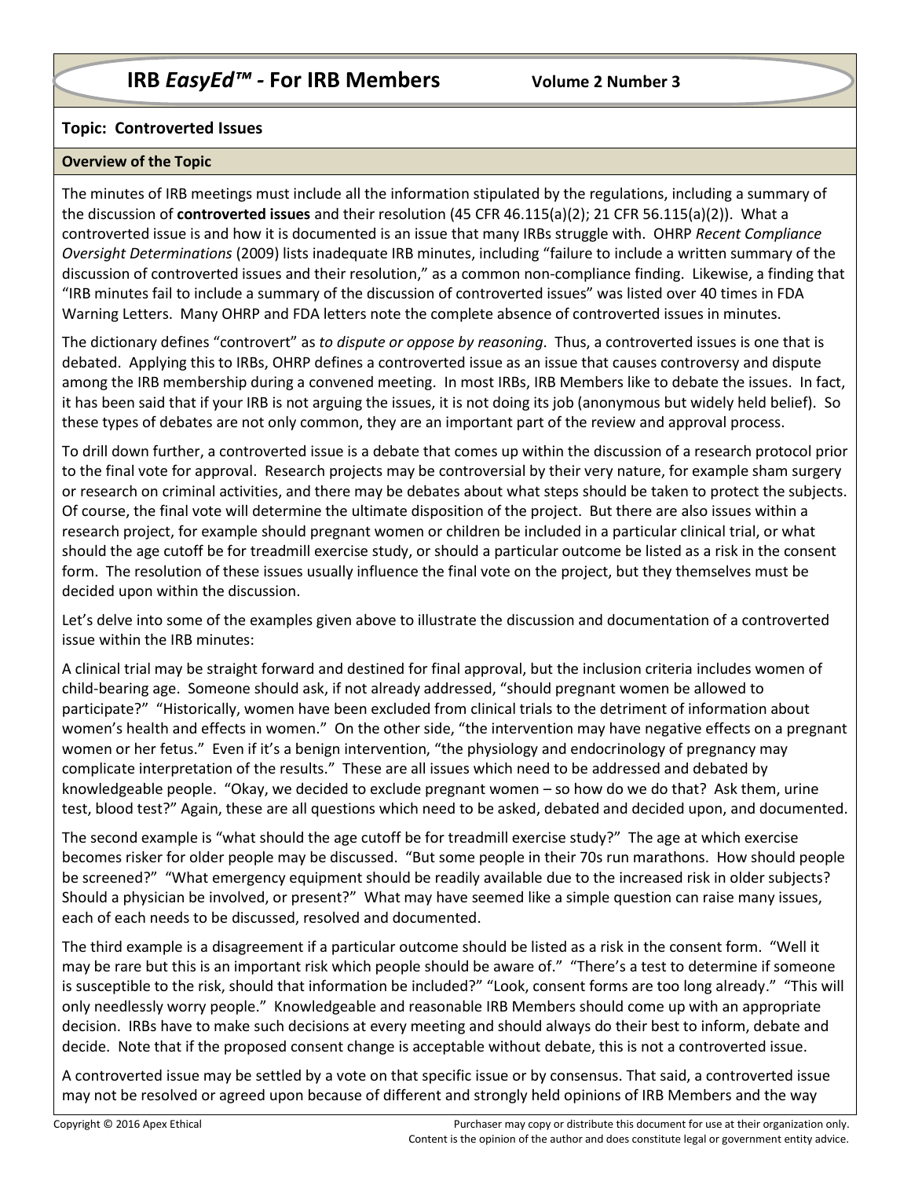# IRB *EasyEd™* - For IRB Members　　Volume 2 Number 3

## Topic: Controverted Issues

### Overview of the Topic

The minutes of IRB meetings must include all the information stipulated by the regulations, including a summary of the discussion of **controverted issues** and their resolution (45 CFR 46.115(a)(2); 21 CFR 56.115(a)(2)). What a controverted issue is and how it is documented is an issue that many IRBs struggle with. OHRP *Recent Compliance Oversight Determinations* (2009) lists inadequate IRB minutes, including "failure to include a written summary of the discussion of controverted issues and their resolution," as a common non-compliance finding. Likewise, a finding that "IRB minutes fail to include a summary of the discussion of controverted issues" was listed over 40 times in FDA Warning Letters. Many OHRP and FDA letters note the complete absence of controverted issues in minutes.

The dictionary defines "controvert" as *to dispute or oppose by reasoning*. Thus, a controverted issues is one that is debated. Applying this to IRBs, OHRP defines a controverted issue as an issue that causes controversy and dispute among the IRB membership during a convened meeting. In most IRBs, IRB Members like to debate the issues. In fact, it has been said that if your IRB is not arguing the issues, it is not doing its job (anonymous but widely held belief). So these types of debates are not only common, they are an important part of the review and approval process.

To drill down further, a controverted issue is a debate that comes up within the discussion of a research protocol prior to the final vote for approval. Research projects may be controversial by their very nature, for example sham surgery or research on criminal activities, and there may be debates about what steps should be taken to protect the subjects. Of course, the final vote will determine the ultimate disposition of the project. But there are also issues within a research project, for example should pregnant women or children be included in a particular clinical trial, or what should the age cutoff be for treadmill exercise study, or should a particular outcome be listed as a risk in the consent form. The resolution of these issues usually influence the final vote on the project, but they themselves must be decided upon within the discussion.

Let's delve into some of the examples given above to illustrate the discussion and documentation of a controverted issue within the IRB minutes:

A clinical trial may be straight forward and destined for final approval, but the inclusion criteria includes women of child-bearing age. Someone should ask, if not already addressed, "should pregnant women be allowed to participate?" "Historically, women have been excluded from clinical trials to the detriment of information about women's health and effects in women." On the other side, "the intervention may have negative effects on a pregnant women or her fetus." Even if it's a benign intervention, "the physiology and endocrinology of pregnancy may complicate interpretation of the results." These are all issues which need to be addressed and debated by knowledgeable people. "Okay, we decided to exclude pregnant women – so how do we do that? Ask them, urine test, blood test?" Again, these are all questions which need to be asked, debated and decided upon, and documented.

The second example is "what should the age cutoff be for treadmill exercise study?" The age at which exercise becomes risker for older people may be discussed. "But some people in their 70s run marathons. How should people be screened?" "What emergency equipment should be readily available due to the increased risk in older subjects? Should a physician be involved, or present?" What may have seemed like a simple question can raise many issues, each of each needs to be discussed, resolved and documented.

The third example is a disagreement if a particular outcome should be listed as a risk in the consent form. "Well it may be rare but this is an important risk which people should be aware of." "There's a test to determine if someone is susceptible to the risk, should that information be included?" "Look, consent forms are too long already." "This will only needlessly worry people." Knowledgeable and reasonable IRB Members should come up with an appropriate decision. IRBs have to make such decisions at every meeting and should always do their best to inform, debate and decide. Note that if the proposed consent change is acceptable without debate, this is not a controverted issue.

A controverted issue may be settled by a vote on that specific issue or by consensus. That said, a controverted issue may not be resolved or agreed upon because of different and strongly held opinions of IRB Members and the way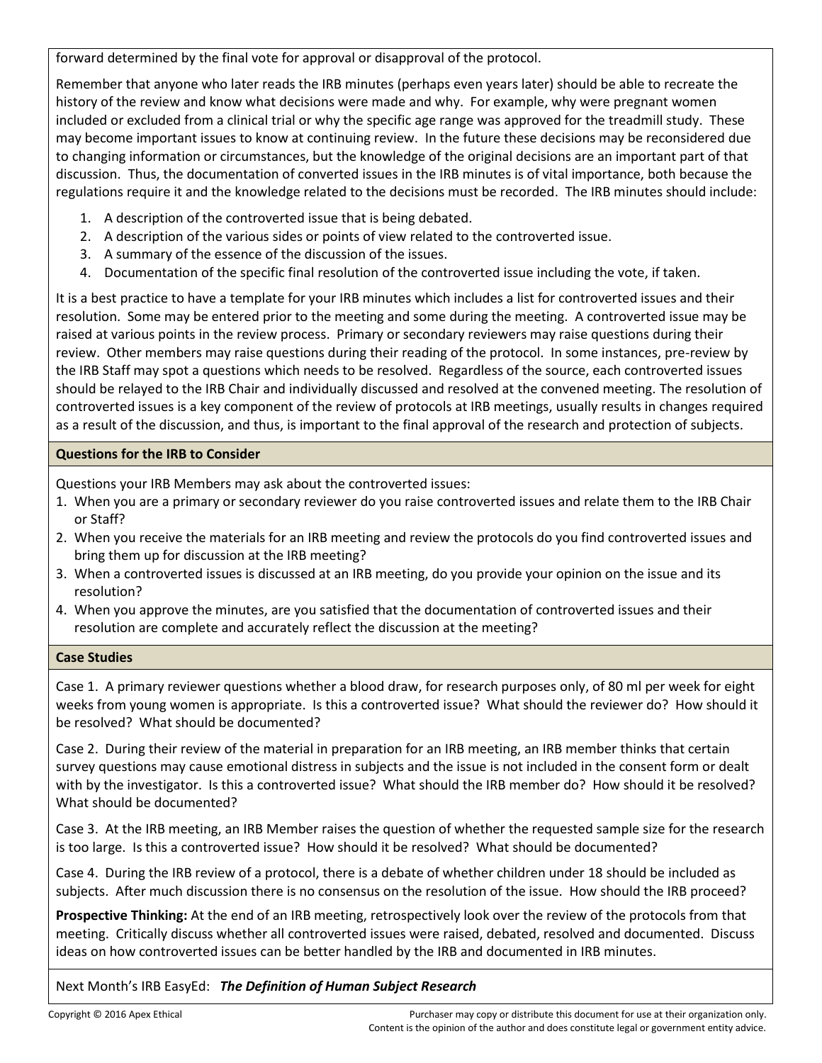forward determined by the final vote for approval or disapproval of the protocol.

Remember that anyone who later reads the IRB minutes (perhaps even years later) should be able to recreate the history of the review and know what decisions were made and why. For example, why were pregnant women included or excluded from a clinical trial or why the specific age range was approved for the treadmill study. These may become important issues to know at continuing review. In the future these decisions may be reconsidered due to changing information or circumstances, but the knowledge of the original decisions are an important part of that discussion. Thus, the documentation of converted issues in the IRB minutes is of vital importance, both because the regulations require it and the knowledge related to the decisions must be recorded. The IRB minutes should include:

1. A description of the controverted issue that is being debated.
2. A description of the various sides or points of view related to the controverted issue.
3. A summary of the essence of the discussion of the issues.
4. Documentation of the specific final resolution of the controverted issue including the vote, if taken.

It is a best practice to have a template for your IRB minutes which includes a list for controverted issues and their resolution. Some may be entered prior to the meeting and some during the meeting. A controverted issue may be raised at various points in the review process. Primary or secondary reviewers may raise questions during their review. Other members may raise questions during their reading of the protocol. In some instances, pre-review by the IRB Staff may spot a questions which needs to be resolved. Regardless of the source, each controverted issues should be relayed to the IRB Chair and individually discussed and resolved at the convened meeting. The resolution of controverted issues is a key component of the review of protocols at IRB meetings, usually results in changes required as a result of the discussion, and thus, is important to the final approval of the research and protection of subjects.

## Questions for the IRB to Consider

Questions your IRB Members may ask about the controverted issues:

1. When you are a primary or secondary reviewer do you raise controverted issues and relate them to the IRB Chair or Staff?
2. When you receive the materials for an IRB meeting and review the protocols do you find controverted issues and bring them up for discussion at the IRB meeting?
3. When a controverted issues is discussed at an IRB meeting, do you provide your opinion on the issue and its resolution?
4. When you approve the minutes, are you satisfied that the documentation of controverted issues and their resolution are complete and accurately reflect the discussion at the meeting?

## Case Studies

Case 1. A primary reviewer questions whether a blood draw, for research purposes only, of 80 ml per week for eight weeks from young women is appropriate. Is this a controverted issue? What should the reviewer do? How should it be resolved? What should be documented?

Case 2. During their review of the material in preparation for an IRB meeting, an IRB member thinks that certain survey questions may cause emotional distress in subjects and the issue is not included in the consent form or dealt with by the investigator. Is this a controverted issue? What should the IRB member do? How should it be resolved? What should be documented?

Case 3. At the IRB meeting, an IRB Member raises the question of whether the requested sample size for the research is too large. Is this a controverted issue? How should it be resolved? What should be documented?

Case 4. During the IRB review of a protocol, there is a debate of whether children under 18 should be included as subjects. After much discussion there is no consensus on the resolution of the issue. How should the IRB proceed?

**Prospective Thinking:** At the end of an IRB meeting, retrospectively look over the review of the protocols from that meeting. Critically discuss whether all controverted issues were raised, debated, resolved and documented. Discuss ideas on how controverted issues can be better handled by the IRB and documented in IRB minutes.

Next Month's IRB EasyEd: ***The Definition of Human Subject Research***

Copyright © 2016 Apex Ethical

Purchaser may copy or distribute this document for use at their organization only. Content is the opinion of the author and does constitute legal or government entity advice.